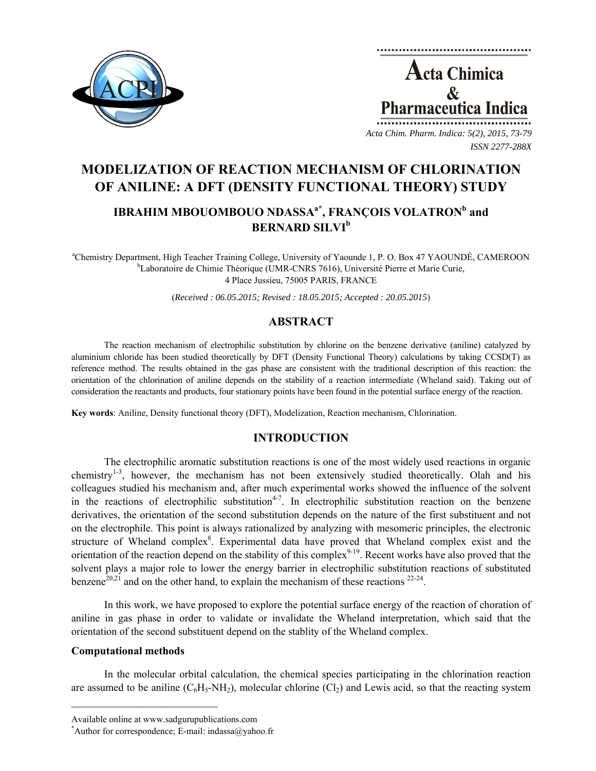# MODELIZATION OF REACTION MECHANISM OF CHLORINATION OF ANILINE: A DFT (DENSITY FUNCTIONAL THEORY) STUDY

**IBRAHIM MBOUOMBOUO NDASSA[a*], FRANÇOIS VOLATRON[b] and BERNARD SILVI[b]**

[a]Chemistry Department, High Teacher Training College, University of Yaounde 1, P. O. Box 47 YAOUNDÉ, CAMEROON
[b]Laboratoire de Chimie Théorique (UMR-CNRS 7616), Université Pierre et Marie Curie, 4 Place Jussieu, 75005 PARIS, FRANCE

(*Received : 06.05.2015; Revised : 18.05.2015; Accepted : 20.05.2015*)

## ABSTRACT

The reaction mechanism of electrophilic substitution by chlorine on the benzene derivative (aniline) catalyzed by aluminium chloride has been studied theoretically by DFT (Density Functional Theory) calculations by taking CCSD(T) as reference method. The results obtained in the gas phase are consistent with the traditional description of this reaction: the orientation of the chlorination of aniline depends on the stability of a reaction intermediate (Wheland said). Taking out of consideration the reactants and products, four stationary points have been found in the potential surface energy of the reaction.

**Key words**: Aniline, Density functional theory (DFT), Modelization, Reaction mechanism, Chlorination.

## INTRODUCTION

The electrophilic aromatic substitution reactions is one of the most widely used reactions in organic chemistry[1-3], however, the mechanism has not been extensively studied theoretically. Olah and his colleagues studied his mechanism and, after much experimental works showed the influence of the solvent in the reactions of electrophilic substitution[4-7]. In electrophilic substitution reaction on the benzene derivatives, the orientation of the second substitution depends on the nature of the first substituent and not on the electrophile. This point is always rationalized by analyzing with mesomeric principles, the electronic structure of Wheland complex[8]. Experimental data have proved that Wheland complex exist and the orientation of the reaction depend on the stability of this complex[9-19]. Recent works have also proved that the solvent plays a major role to lower the energy barrier in electrophilic substitution reactions of substituted benzene[20,21] and on the other hand, to explain the mechanism of these reactions [22-24].

In this work, we have proposed to explore the potential surface energy of the reaction of choration of aniline in gas phase in order to validate or invalidate the Wheland interpretation, which said that the orientation of the second substituent depend on the stablity of the Wheland complex.

### Computational methods

In the molecular orbital calculation, the chemical species participating in the chlorination reaction are assumed to be aniline ($C_6H_5$-$NH_2$), molecular chlorine ($Cl_2$) and Lewis acid, so that the reacting system

---

Available online at www.sadgurupublications.com

[*]Author for correspondence; E-mail: indassa@yahoo.fr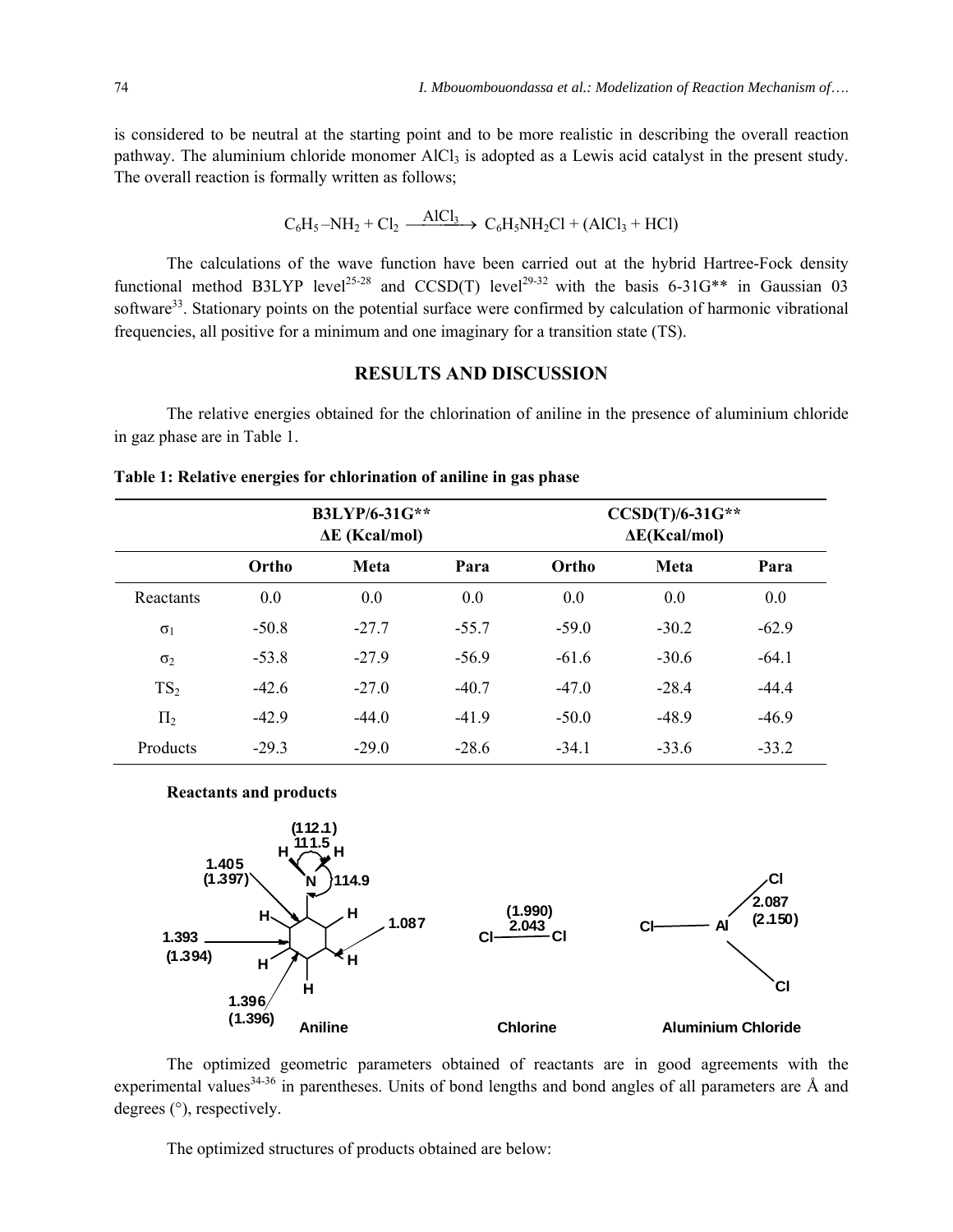is considered to be neutral at the starting point and to be more realistic in describing the overall reaction pathway. The aluminium chloride monomer $AlCl_3$ is adopted as a Lewis acid catalyst in the present study. The overall reaction is formally written as follows;

$$C_6H_5-NH_2 + Cl_2 \xrightarrow{AlCl_3} C_6H_5NH_2Cl + (AlCl_3 + HCl)$$

The calculations of the wave function have been carried out at the hybrid Hartree-Fock density functional method B3LYP level[25-28] and CCSD(T) level[29-32] with the basis 6-31G** in Gaussian 03 software[33]. Stationary points on the potential surface were confirmed by calculation of harmonic vibrational frequencies, all positive for a minimum and one imaginary for a transition state (TS).

## RESULTS AND DISCUSSION

The relative energies obtained for the chlorination of aniline in the presence of aluminium chloride in gaz phase are in Table 1.

**Table 1: Relative energies for chlorination of aniline in gas phase**

| | B3LYP/6-31G** ΔE (Kcal/mol) | | | CCSD(T)/6-31G** ΔE(Kcal/mol) | | |
|---|---|---|---|---|---|---|
| | **Ortho** | **Meta** | **Para** | **Ortho** | **Meta** | **Para** |
| Reactants | 0.0 | 0.0 | 0.0 | 0.0 | 0.0 | 0.0 |
| $\sigma_1$ | -50.8 | -27.7 | -55.7 | -59.0 | -30.2 | -62.9 |
| $\sigma_2$ | -53.8 | -27.9 | -56.9 | -61.6 | -30.6 | -64.1 |
| $TS_2$ | -42.6 | -27.0 | -40.7 | -47.0 | -28.4 | -44.4 |
| $\Pi_2$ | -42.9 | -44.0 | -41.9 | -50.0 | -48.9 | -46.9 |
| Products | -29.3 | -29.0 | -28.6 | -34.1 | -33.6 | -33.2 |

**Reactants and products**

(112.1)
111.5
1.405
(1.397)
114.9
1.087
1.393
(1.394)
1.396
(1.396)
Aniline

(1.990)
2.043
Chlorine

2.087
(2.150)
Aluminium Chloride

The optimized geometric parameters obtained of reactants are in good agreements with the experimental values[34-36] in parentheses. Units of bond lengths and bond angles of all parameters are Å and degrees (°), respectively.

The optimized structures of products obtained are below: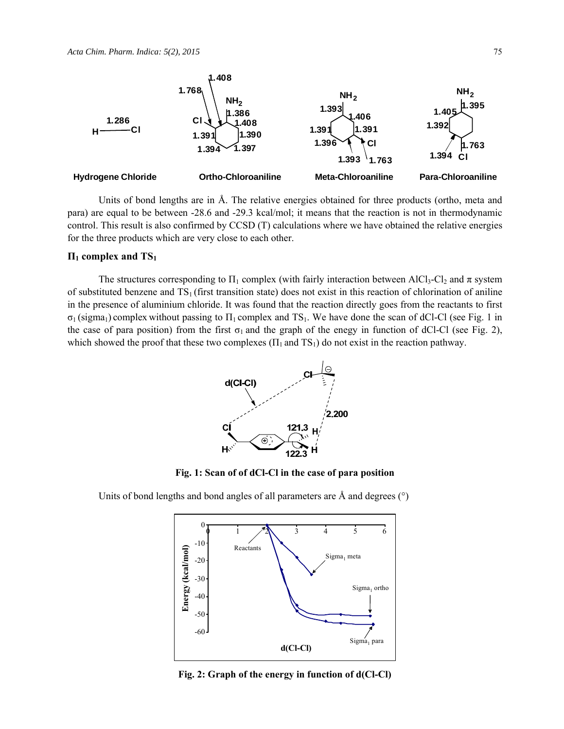1.286

H——Cl

Hydrogene Chloride

1.768
1.408
NH2
1.386
Cl
1.408
1.391
1.390
1.394
1.397

Ortho-Chloroaniline

NH2
1.393
1.406
1.391
1.391
1.396
Cl
1.393
1.763

Meta-Chloroaniline

NH2
1.405
1.395
1.392
1.763
1.394
Cl

Para-Chloroaniline

Units of bond lengths are in Å. The relative energies obtained for three products (ortho, meta and para) are equal to be between -28.6 and -29.3 kcal/mol; it means that the reaction is not in thermodynamic control. This result is also confirmed by CCSD (T) calculations where we have obtained the relative energies for the three products which are very close to each other.

### $\Pi_1$ complex and $TS_1$

The structures corresponding to $\Pi_1$ complex (with fairly interaction between $AlCl_3$-$Cl_2$ and π system of substituted benzene and $TS_1$ (first transition state) does not exist in this reaction of chlorination of aniline in the presence of aluminium chloride. It was found that the reaction directly goes from the reactants to first $\sigma_1$ (sigma$_1$) complex without passing to $\Pi_1$ complex and $TS_1$. We have done the scan of dCl-Cl (see Fig. 1 in the case of para position) from the first $\sigma_1$ and the graph of the enegy in function of dCl-Cl (see Fig. 2), which showed the proof that these two complexes ($\Pi_1$ and $TS_1$) do not exist in the reaction pathway.

d(Cl-Cl)
Cl
2.200
Cl
121.3
H
H
122.3
H

**Fig. 1: Scan of of dCl-Cl in the case of para position**

Units of bond lengths and bond angles of all parameters are Å and degrees (°)

Energy (kcal/mol)
0
-10
-20
-30
-40
-50
-60
0
1
2
3
4
5
6
Reactants
Sigma1 meta
Sigma1 ortho
Sigma1 para
d(Cl-Cl)

**Fig. 2: Graph of the energy in function of d(Cl-Cl)**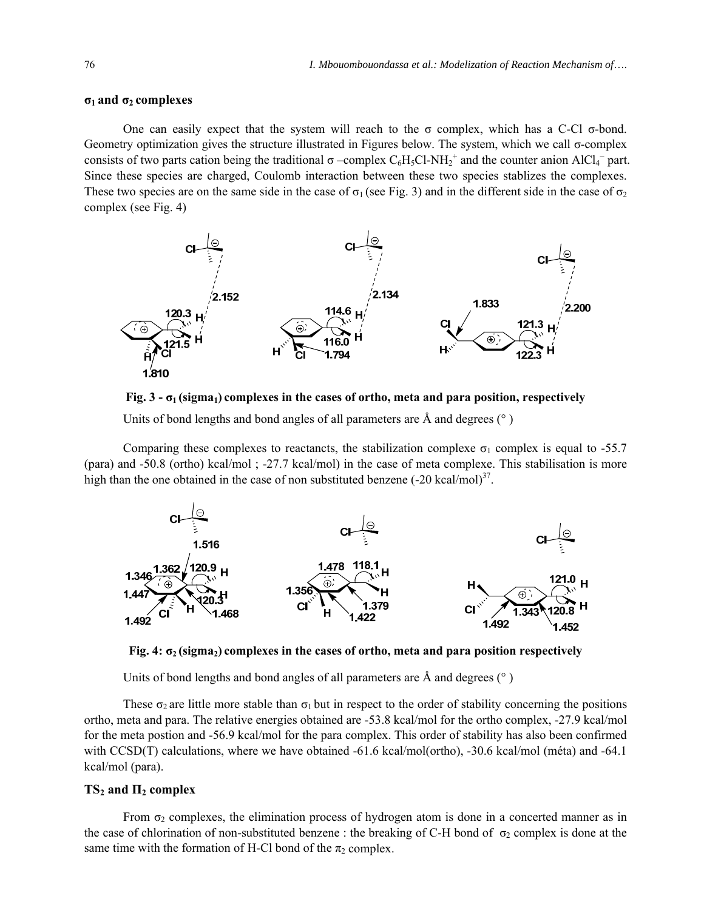### $\sigma_1$ and $\sigma_2$ complexes

One can easily expect that the system will reach to the σ complex, which has a C-Cl σ-bond. Geometry optimization gives the structure illustrated in Figures below. The system, which we call σ-complex consists of two parts cation being the traditional σ –complex $C_6H_5Cl\text{-}NH_2^+$ and the counter anion $AlCl_4^-$ part. Since these species are charged, Coulomb interaction between these two species stablizes the complexes. These two species are on the same side in the case of $\sigma_1$ (see Fig. 3) and in the different side in the case of $\sigma_2$ complex (see Fig. 4)

2.152
120.3
121.5
1.810
2.134
114.6
116.0
1.794
1.833
2.200
121.3
122.3

**Fig. 3 - $\sigma_1$ (sigma$_1$) complexes in the cases of ortho, meta and para position, respectively**

Units of bond lengths and bond angles of all parameters are Å and degrees (° )

Comparing these complexes to reactancts, the stabilization complexe $\sigma_1$ complex is equal to -55.7 (para) and -50.8 (ortho) kcal/mol ; -27.7 kcal/mol) in the case of meta complexe. This stabilisation is more high than the one obtained in the case of non substituted benzene (-20 kcal/mol)[37].

1.516
1.346
1.362
120.9
1.447
120.3
1.492
1.468
1.478
118.1
1.356
1.379
1.422
121.0
1.343
120.8
1.492
1.452

**Fig. 4: $\sigma_2$ (sigma$_2$) complexes in the cases of ortho, meta and para position respectively**

Units of bond lengths and bond angles of all parameters are Å and degrees (° )

These $\sigma_2$ are little more stable than $\sigma_1$ but in respect to the order of stability concerning the positions ortho, meta and para. The relative energies obtained are -53.8 kcal/mol for the ortho complex, -27.9 kcal/mol for the meta postion and -56.9 kcal/mol for the para complex. This order of stability has also been confirmed with CCSD(T) calculations, where we have obtained -61.6 kcal/mol(ortho), -30.6 kcal/mol (méta) and -64.1 kcal/mol (para).

### $TS_2$ and $\Pi_2$ complex

From $\sigma_2$ complexes, the elimination process of hydrogen atom is done in a concerted manner as in the case of chlorination of non-substituted benzene : the breaking of C-H bond of $\sigma_2$ complex is done at the same time with the formation of H-Cl bond of the $\pi_2$ complex.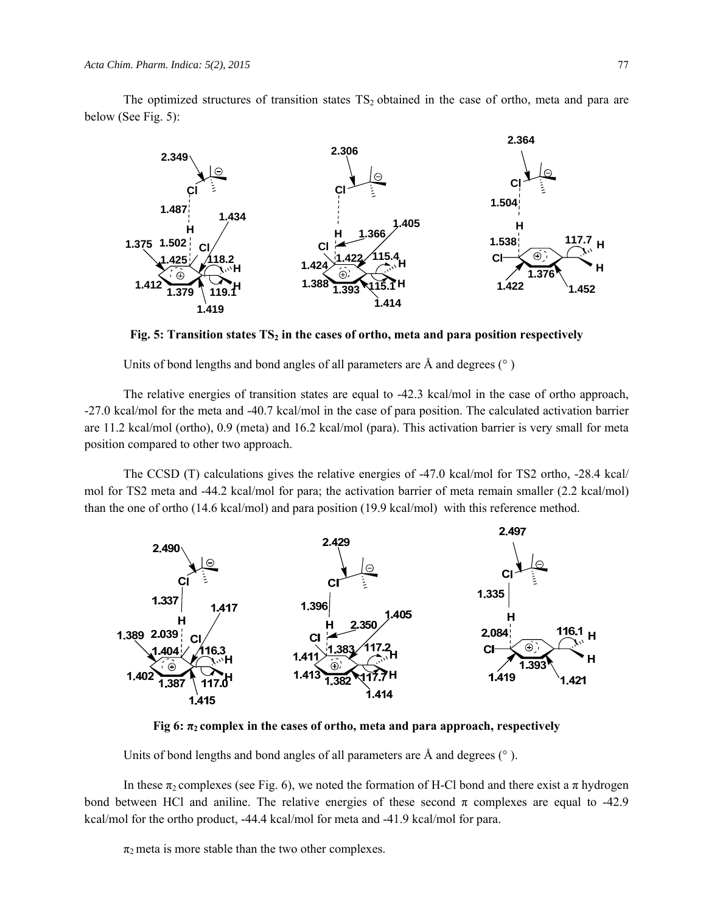The optimized structures of transition states $TS_2$ obtained in the case of ortho, meta and para are below (See Fig. 5):

**Fig. 5: Transition states $TS_2$ in the cases of ortho, meta and para position respectively**

Units of bond lengths and bond angles of all parameters are Å and degrees (° )

The relative energies of transition states are equal to -42.3 kcal/mol in the case of ortho approach, -27.0 kcal/mol for the meta and -40.7 kcal/mol in the case of para position. The calculated activation barrier are 11.2 kcal/mol (ortho), 0.9 (meta) and 16.2 kcal/mol (para). This activation barrier is very small for meta position compared to other two approach.

The CCSD (T) calculations gives the relative energies of -47.0 kcal/mol for TS2 ortho, -28.4 kcal/mol for TS2 meta and -44.2 kcal/mol for para; the activation barrier of meta remain smaller (2.2 kcal/mol) than the one of ortho (14.6 kcal/mol) and para position (19.9 kcal/mol) with this reference method.

**Fig 6: $\pi_2$ complex in the cases of ortho, meta and para approach, respectively**

Units of bond lengths and bond angles of all parameters are Å and degrees (° ).

In these $\pi_2$ complexes (see Fig. 6), we noted the formation of H-Cl bond and there exist a π hydrogen bond between HCl and aniline. The relative energies of these second π complexes are equal to -42.9 kcal/mol for the ortho product, -44.4 kcal/mol for meta and -41.9 kcal/mol for para.

$\pi_2$ meta is more stable than the two other complexes.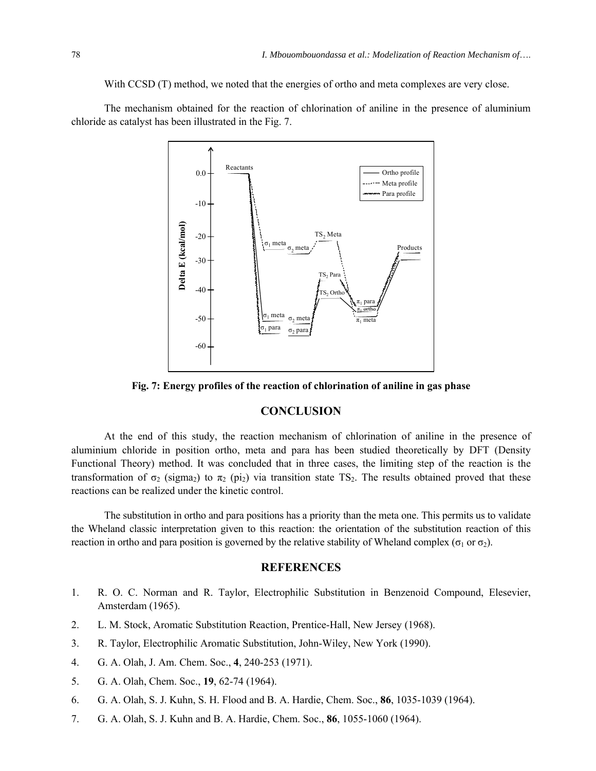With CCSD (T) method, we noted that the energies of ortho and meta complexes are very close.

The mechanism obtained for the reaction of chlorination of aniline in the presence of aluminium chloride as catalyst has been illustrated in the Fig. 7.

Reactants

0.0

-10

-20

-30

-40

-50

-60

Delta E (kcal/mol)

Ortho profile

Meta profile

Para profile

$\sigma_1$ meta

$\sigma_2$ meta

TS$_2$ Meta

Products

TS$_2$ Para

TS$_2$ Ortho

$\pi_1$ para

$\pi_1$ ortho

$\pi_1$ meta

$\sigma_1$ meta

$\sigma_2$ meta

$\sigma_1$ para

$\sigma_2$ para

**Fig. 7: Energy profiles of the reaction of chlorination of aniline in gas phase**

## CONCLUSION

At the end of this study, the reaction mechanism of chlorination of aniline in the presence of aluminium chloride in position ortho, meta and para has been studied theoretically by DFT (Density Functional Theory) method. It was concluded that in three cases, the limiting step of the reaction is the transformation of $\sigma_2$ (sigma$_2$) to $\pi_2$ (pi$_2$) via transition state TS$_2$. The results obtained proved that these reactions can be realized under the kinetic control.

The substitution in ortho and para positions has a priority than the meta one. This permits us to validate the Wheland classic interpretation given to this reaction: the orientation of the substitution reaction of this reaction in ortho and para position is governed by the relative stability of Wheland complex ($\sigma_1$ or $\sigma_2$).

## REFERENCES

1. R. O. C. Norman and R. Taylor, Electrophilic Substitution in Benzenoid Compound, Elesevier, Amsterdam (1965).
2. L. M. Stock, Aromatic Substitution Reaction, Prentice-Hall, New Jersey (1968).
3. R. Taylor, Electrophilic Aromatic Substitution, John-Wiley, New York (1990).
4. G. A. Olah, J. Am. Chem. Soc., **4**, 240-253 (1971).
5. G. A. Olah, Chem. Soc., **19**, 62-74 (1964).
6. G. A. Olah, S. J. Kuhn, S. H. Flood and B. A. Hardie, Chem. Soc., **86**, 1035-1039 (1964).
7. G. A. Olah, S. J. Kuhn and B. A. Hardie, Chem. Soc., **86**, 1055-1060 (1964).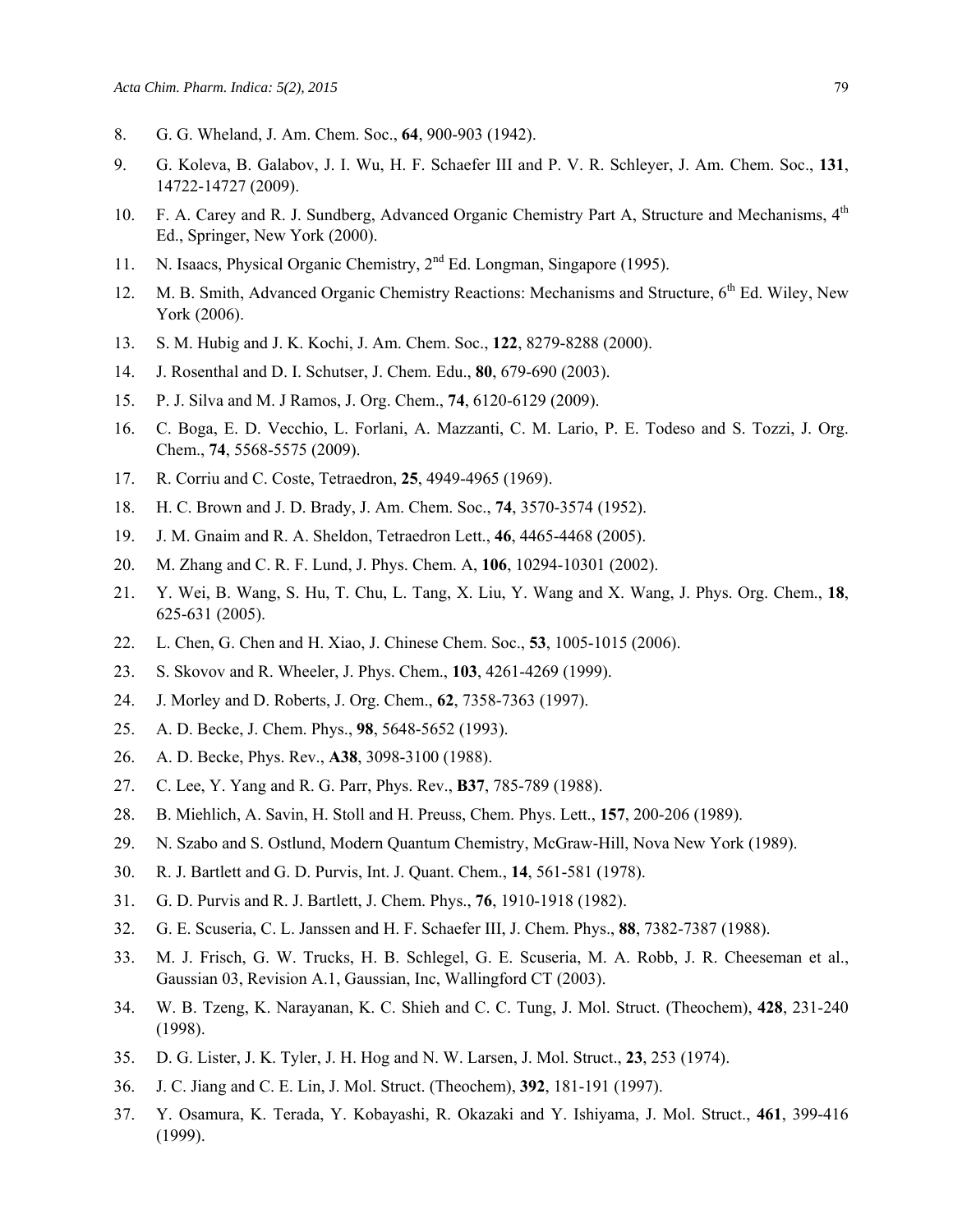8. G. G. Wheland, J. Am. Chem. Soc., **64**, 900-903 (1942).
9. G. Koleva, B. Galabov, J. I. Wu, H. F. Schaefer III and P. V. R. Schleyer, J. Am. Chem. Soc., **131**, 14722-14727 (2009).
10. F. A. Carey and R. J. Sundberg, Advanced Organic Chemistry Part A, Structure and Mechanisms, 4th Ed., Springer, New York (2000).
11. N. Isaacs, Physical Organic Chemistry, 2nd Ed. Longman, Singapore (1995).
12. M. B. Smith, Advanced Organic Chemistry Reactions: Mechanisms and Structure, 6th Ed. Wiley, New York (2006).
13. S. M. Hubig and J. K. Kochi, J. Am. Chem. Soc., **122**, 8279-8288 (2000).
14. J. Rosenthal and D. I. Schutser, J. Chem. Edu., **80**, 679-690 (2003).
15. P. J. Silva and M. J Ramos, J. Org. Chem., **74**, 6120-6129 (2009).
16. C. Boga, E. D. Vecchio, L. Forlani, A. Mazzanti, C. M. Lario, P. E. Todeso and S. Tozzi, J. Org. Chem., **74**, 5568-5575 (2009).
17. R. Corriu and C. Coste, Tetraedron, **25**, 4949-4965 (1969).
18. H. C. Brown and J. D. Brady, J. Am. Chem. Soc., **74**, 3570-3574 (1952).
19. J. M. Gnaim and R. A. Sheldon, Tetraedron Lett., **46**, 4465-4468 (2005).
20. M. Zhang and C. R. F. Lund, J. Phys. Chem. A, **106**, 10294-10301 (2002).
21. Y. Wei, B. Wang, S. Hu, T. Chu, L. Tang, X. Liu, Y. Wang and X. Wang, J. Phys. Org. Chem., **18**, 625-631 (2005).
22. L. Chen, G. Chen and H. Xiao, J. Chinese Chem. Soc., **53**, 1005-1015 (2006).
23. S. Skovov and R. Wheeler, J. Phys. Chem., **103**, 4261-4269 (1999).
24. J. Morley and D. Roberts, J. Org. Chem., **62**, 7358-7363 (1997).
25. A. D. Becke, J. Chem. Phys., **98**, 5648-5652 (1993).
26. A. D. Becke, Phys. Rev., **A38**, 3098-3100 (1988).
27. C. Lee, Y. Yang and R. G. Parr, Phys. Rev., **B37**, 785-789 (1988).
28. B. Miehlich, A. Savin, H. Stoll and H. Preuss, Chem. Phys. Lett., **157**, 200-206 (1989).
29. N. Szabo and S. Ostlund, Modern Quantum Chemistry, McGraw-Hill, Nova New York (1989).
30. R. J. Bartlett and G. D. Purvis, Int. J. Quant. Chem., **14**, 561-581 (1978).
31. G. D. Purvis and R. J. Bartlett, J. Chem. Phys., **76**, 1910-1918 (1982).
32. G. E. Scuseria, C. L. Janssen and H. F. Schaefer III, J. Chem. Phys., **88**, 7382-7387 (1988).
33. M. J. Frisch, G. W. Trucks, H. B. Schlegel, G. E. Scuseria, M. A. Robb, J. R. Cheeseman et al., Gaussian 03, Revision A.1, Gaussian, Inc, Wallingford CT (2003).
34. W. B. Tzeng, K. Narayanan, K. C. Shieh and C. C. Tung, J. Mol. Struct. (Theochem), **428**, 231-240 (1998).
35. D. G. Lister, J. K. Tyler, J. H. Hog and N. W. Larsen, J. Mol. Struct., **23**, 253 (1974).
36. J. C. Jiang and C. E. Lin, J. Mol. Struct. (Theochem), **392**, 181-191 (1997).
37. Y. Osamura, K. Terada, Y. Kobayashi, R. Okazaki and Y. Ishiyama, J. Mol. Struct., **461**, 399-416 (1999).